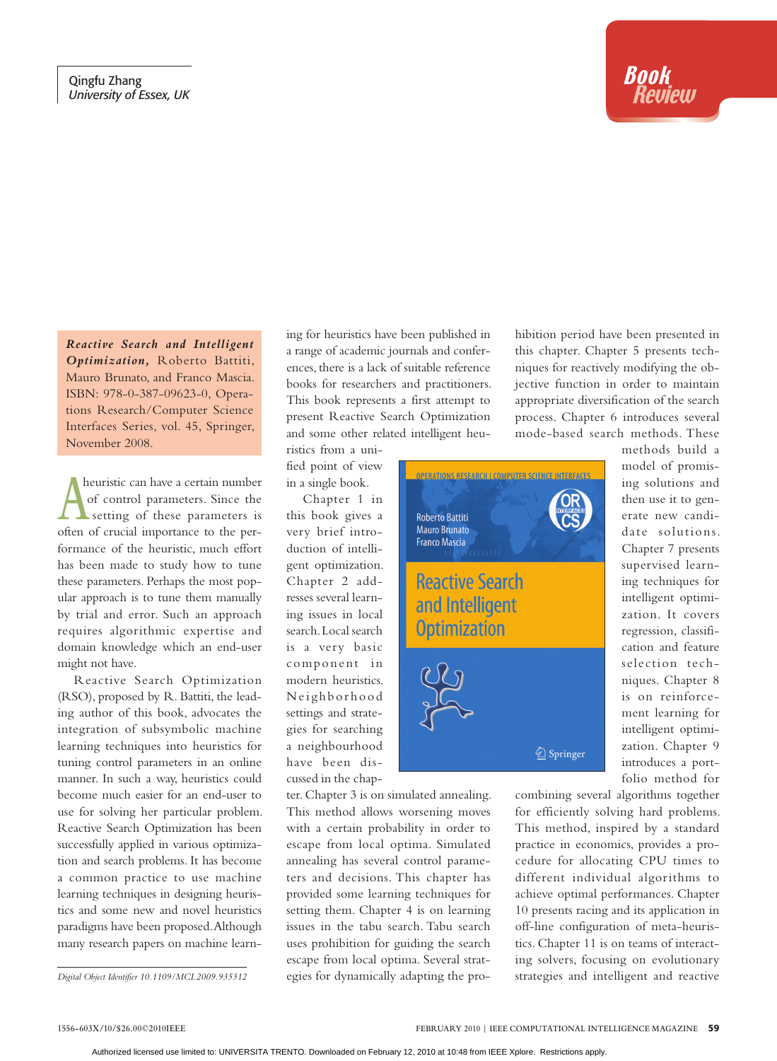Qingfu Zhang
*University of Essex, UK*

# Book Review

***Reactive Search and Intelligent Optimization,*** Roberto Battiti, Mauro Brunato, and Franco Mascia. ISBN: 978-0-387-09623-0, Operations Research/Computer Science Interfaces Series, vol. 45, Springer, November 2008.

A heuristic can have a certain number of control parameters. Since the setting of these parameters is often of crucial importance to the performance of the heuristic, much effort has been made to study how to tune these parameters. Perhaps the most popular approach is to tune them manually by trial and error. Such an approach requires algorithmic expertise and domain knowledge which an end-user might not have.

Reactive Search Optimization (RSO), proposed by R. Battiti, the leading author of this book, advocates the integration of subsymbolic machine learning techniques into heuristics for tuning control parameters in an online manner. In such a way, heuristics could become much easier for an end-user to use for solving her particular problem. Reactive Search Optimization has been successfully applied in various optimization and search problems. It has become a common practice to use machine learning techniques in designing heuristics and some new and novel heuristics paradigms have been proposed. Although many research papers on machine learning for heuristics have been published in a range of academic journals and conferences, there is a lack of suitable reference books for researchers and practitioners. This book represents a first attempt to present Reactive Search Optimization and some other related intelligent heuristics from a unified point of view in a single book.

Chapter 1 in this book gives a very brief introduction of intelligent optimization. Chapter 2 addresses several learning issues in local search. Local search is a very basic component in modern heuristics. Neighborhood settings and strategies for searching a neighbourhood have been discussed in the chapter. Chapter 3 is on simulated annealing. This method allows worsening moves with a certain probability in order to escape from local optima. Simulated annealing has several control parameters and decisions. This chapter has provided some learning techniques for setting them. Chapter 4 is on learning issues in the tabu search. Tabu search uses prohibition for guiding the search escape from local optima. Several strategies for dynamically adapting the prohibition period have been presented in this chapter. Chapter 5 presents techniques for reactively modifying the objective function in order to maintain appropriate diversification of the search process. Chapter 6 introduces several mode-based search methods. These methods build a model of promising solutions and then use it to generate new candidate solutions. Chapter 7 presents supervised learning techniques for intelligent optimization. It covers regression, classification and feature selection techniques. Chapter 8 is on reinforcement learning for intelligent optimization. Chapter 9 introduces a portfolio method for combining several algorithms together for efficiently solving hard problems. This method, inspired by a standard practice in economics, provides a procedure for allocating CPU times to different individual algorithms to achieve optimal performances. Chapter 10 presents racing and its application in off-line configuration of meta-heuristics. Chapter 11 is on teams of interacting solvers, focusing on evolutionary strategies and intelligent and reactive

*Digital Object Identifier 10.1109/MCI.2009.935312*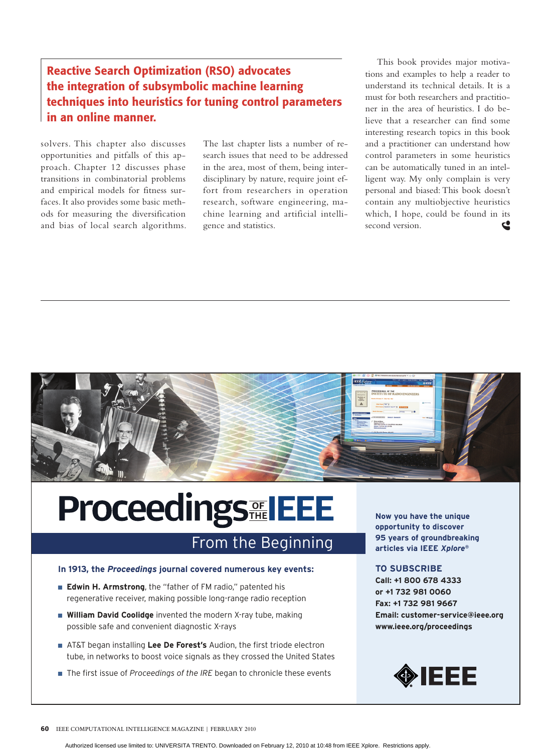**Reactive Search Optimization (RSO) advocates the integration of subsymbolic machine learning techniques into heuristics for tuning control parameters in an online manner.**

solvers. This chapter also discusses opportunities and pitfalls of this approach. Chapter 12 discusses phase transitions in combinatorial problems and empirical models for fitness surfaces. It also provides some basic methods for measuring the diversification and bias of local search algorithms. The last chapter lists a number of research issues that need to be addressed in the area, most of them, being interdisciplinary by nature, require joint effort from researchers in operation research, software engineering, machine learning and artificial intelligence and statistics.

This book provides major motivations and examples to help a reader to understand its technical details. It is a must for both researchers and practitioner in the area of heuristics. I do believe that a researcher can find some interesting research topics in this book and a practitioner can understand how control parameters in some heuristics can be automatically tuned in an intelligent way. My only complain is very personal and biased: This book doesn't contain any multiobjective heuristics which, I hope, could be found in its second version.

---

# Proceedings OF THE IEEE

## From the Beginning

**In 1913, the *Proceedings* journal covered numerous key events:**

- **Edwin H. Armstrong**, the "father of FM radio," patented his regenerative receiver, making possible long-range radio reception
- **William David Coolidge** invented the modern X-ray tube, making possible safe and convenient diagnostic X-rays
- AT&T began installing **Lee De Forest's** Audion, the first triode electron tube, in networks to boost voice signals as they crossed the United States
- The first issue of *Proceedings of the IRE* began to chronicle these events

**Now you have the unique opportunity to discover 95 years of groundbreaking articles via IEEE *Xplore*®**

**TO SUBSCRIBE**
**Call: +1 800 678 4333**
**or +1 732 981 0060**
**Fax: +1 732 981 9667**
**Email: customer-service@ieee.org**
**www.ieee.org/proceedings**

IEEE